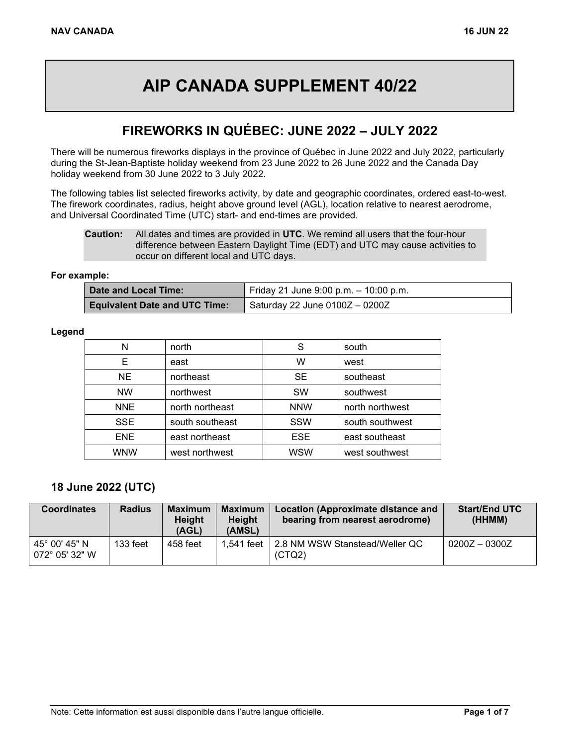# AIP CANADA SUPPLEMENT 40/22

## FIREWORKS IN QUÉBEC: JUNE 2022 – JULY 2022

There will be numerous fireworks displays in the province of Québec in June 2022 and July 2022, particularly during the St-Jean-Baptiste holiday weekend from 23 June 2022 to 26 June 2022 and the Canada Day holiday weekend from 30 June 2022 to 3 July 2022.

The following tables list selected fireworks activity, by date and geographic coordinates, ordered east-to-west. The firework coordinates, radius, height above ground level (AGL), location relative to nearest aerodrome, and Universal Coordinated Time (UTC) start- and end-times are provided.

**Caution:** All dates and times are provided in **UTC**. We remind all users that the four-hour difference between Eastern Daylight Time (EDT) and UTC may cause activities to occur on different local and UTC days.

**For example:**

| **Date and Local Time:** | Friday 21 June 9:00 p.m. – 10:00 p.m. |
|---|---|
| **Equivalent Date and UTC Time:** | Saturday 22 June 0100Z – 0200Z |

**Legend**

| N | north | S | south |
|---|---|---|---|
| E | east | W | west |
| NE | northeast | SE | southeast |
| NW | northwest | SW | southwest |
| NNE | north northeast | NNW | north northwest |
| SSE | south southeast | SSW | south southwest |
| ENE | east northeast | ESE | east southeast |
| WNW | west northwest | WSW | west southwest |

### 18 June 2022 (UTC)

| Coordinates | Radius | Maximum Height (AGL) | Maximum Height (AMSL) | Location (Approximate distance and bearing from nearest aerodrome) | Start/End UTC (HHMM) |
|---|---|---|---|---|---|
| 45° 00' 45" N 072° 05' 32" W | 133 feet | 458 feet | 1,541 feet | 2.8 NM WSW Stanstead/Weller QC (CTQ2) | 0200Z – 0300Z |

Note: Cette information est aussi disponible dans l'autre langue officielle.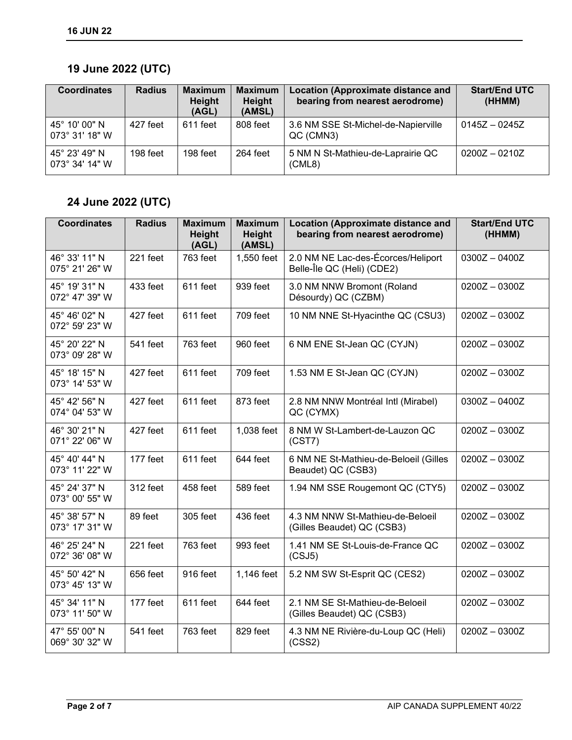## 19 June 2022 (UTC)

| Coordinates | Radius | Maximum Height (AGL) | Maximum Height (AMSL) | Location (Approximate distance and bearing from nearest aerodrome) | Start/End UTC (HHMM) |
|---|---|---|---|---|---|
| 45° 10' 00" N 073° 31' 18" W | 427 feet | 611 feet | 808 feet | 3.6 NM SSE St-Michel-de-Napierville QC (CMN3) | 0145Z – 0245Z |
| 45° 23' 49" N 073° 34' 14" W | 198 feet | 198 feet | 264 feet | 5 NM N St-Mathieu-de-Laprairie QC (CML8) | 0200Z – 0210Z |

## 24 June 2022 (UTC)

| Coordinates | Radius | Maximum Height (AGL) | Maximum Height (AMSL) | Location (Approximate distance and bearing from nearest aerodrome) | Start/End UTC (HHMM) |
|---|---|---|---|---|---|
| 46° 33' 11" N 075° 21' 26" W | 221 feet | 763 feet | 1,550 feet | 2.0 NM NE Lac-des-Écorces/Heliport Belle-Île QC (Heli) (CDE2) | 0300Z – 0400Z |
| 45° 19' 31" N 072° 47' 39" W | 433 feet | 611 feet | 939 feet | 3.0 NM NNW Bromont (Roland Désourdy) QC (CZBM) | 0200Z – 0300Z |
| 45° 46' 02" N 072° 59' 23" W | 427 feet | 611 feet | 709 feet | 10 NM NNE St-Hyacinthe QC (CSU3) | 0200Z – 0300Z |
| 45° 20' 22" N 073° 09' 28" W | 541 feet | 763 feet | 960 feet | 6 NM ENE St-Jean QC (CYJN) | 0200Z – 0300Z |
| 45° 18' 15" N 073° 14' 53" W | 427 feet | 611 feet | 709 feet | 1.53 NM E St-Jean QC (CYJN) | 0200Z – 0300Z |
| 45° 42' 56" N 074° 04' 53" W | 427 feet | 611 feet | 873 feet | 2.8 NM NNW Montréal Intl (Mirabel) QC (CYMX) | 0300Z – 0400Z |
| 46° 30' 21" N 071° 22' 06" W | 427 feet | 611 feet | 1,038 feet | 8 NM W St-Lambert-de-Lauzon QC (CST7) | 0200Z – 0300Z |
| 45° 40' 44" N 073° 11' 22" W | 177 feet | 611 feet | 644 feet | 6 NM NE St-Mathieu-de-Beloeil (Gilles Beaudet) QC (CSB3) | 0200Z – 0300Z |
| 45° 24' 37" N 073° 00' 55" W | 312 feet | 458 feet | 589 feet | 1.94 NM SSE Rougemont QC (CTY5) | 0200Z – 0300Z |
| 45° 38' 57" N 073° 17' 31" W | 89 feet | 305 feet | 436 feet | 4.3 NM NNW St-Mathieu-de-Beloeil (Gilles Beaudet) QC (CSB3) | 0200Z – 0300Z |
| 46° 25' 24" N 072° 36' 08" W | 221 feet | 763 feet | 993 feet | 1.41 NM SE St-Louis-de-France QC (CSJ5) | 0200Z – 0300Z |
| 45° 50' 42" N 073° 45' 13" W | 656 feet | 916 feet | 1,146 feet | 5.2 NM SW St-Esprit QC (CES2) | 0200Z – 0300Z |
| 45° 34' 11" N 073° 11' 50" W | 177 feet | 611 feet | 644 feet | 2.1 NM SE St-Mathieu-de-Beloeil (Gilles Beaudet) QC (CSB3) | 0200Z – 0300Z |
| 47° 55' 00" N 069° 30' 32" W | 541 feet | 763 feet | 829 feet | 4.3 NM NE Rivière-du-Loup QC (Heli) (CSS2) | 0200Z – 0300Z |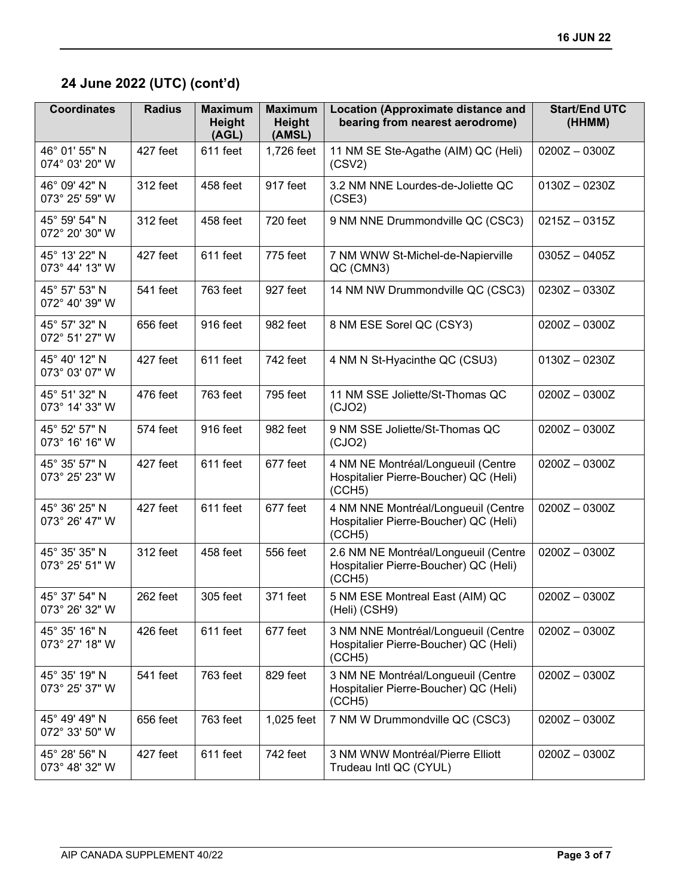## 24 June 2022 (UTC) (cont'd)

| Coordinates | Radius | Maximum Height (AGL) | Maximum Height (AMSL) | Location (Approximate distance and bearing from nearest aerodrome) | Start/End UTC (HHMM) |
|---|---|---|---|---|---|
| 46° 01' 55" N 074° 03' 20" W | 427 feet | 611 feet | 1,726 feet | 11 NM SE Ste-Agathe (AIM) QC (Heli) (CSV2) | 0200Z – 0300Z |
| 46° 09' 42" N 073° 25' 59" W | 312 feet | 458 feet | 917 feet | 3.2 NM NNE Lourdes-de-Joliette QC (CSE3) | 0130Z – 0230Z |
| 45° 59' 54" N 072° 20' 30" W | 312 feet | 458 feet | 720 feet | 9 NM NNE Drummondville QC (CSC3) | 0215Z – 0315Z |
| 45° 13' 22" N 073° 44' 13" W | 427 feet | 611 feet | 775 feet | 7 NM WNW St-Michel-de-Napierville QC (CMN3) | 0305Z – 0405Z |
| 45° 57' 53" N 072° 40' 39" W | 541 feet | 763 feet | 927 feet | 14 NM NW Drummondville QC (CSC3) | 0230Z – 0330Z |
| 45° 57' 32" N 072° 51' 27" W | 656 feet | 916 feet | 982 feet | 8 NM ESE Sorel QC (CSY3) | 0200Z – 0300Z |
| 45° 40' 12" N 073° 03' 07" W | 427 feet | 611 feet | 742 feet | 4 NM N St-Hyacinthe QC (CSU3) | 0130Z – 0230Z |
| 45° 51' 32" N 073° 14' 33" W | 476 feet | 763 feet | 795 feet | 11 NM SSE Joliette/St-Thomas QC (CJO2) | 0200Z – 0300Z |
| 45° 52' 57" N 073° 16' 16" W | 574 feet | 916 feet | 982 feet | 9 NM SSE Joliette/St-Thomas QC (CJO2) | 0200Z – 0300Z |
| 45° 35' 57" N 073° 25' 23" W | 427 feet | 611 feet | 677 feet | 4 NM NE Montréal/Longueuil (Centre Hospitalier Pierre-Boucher) QC (Heli) (CCH5) | 0200Z – 0300Z |
| 45° 36' 25" N 073° 26' 47" W | 427 feet | 611 feet | 677 feet | 4 NM NNE Montréal/Longueuil (Centre Hospitalier Pierre-Boucher) QC (Heli) (CCH5) | 0200Z – 0300Z |
| 45° 35' 35" N 073° 25' 51" W | 312 feet | 458 feet | 556 feet | 2.6 NM NE Montréal/Longueuil (Centre Hospitalier Pierre-Boucher) QC (Heli) (CCH5) | 0200Z – 0300Z |
| 45° 37' 54" N 073° 26' 32" W | 262 feet | 305 feet | 371 feet | 5 NM ESE Montreal East (AIM) QC (Heli) (CSH9) | 0200Z – 0300Z |
| 45° 35' 16" N 073° 27' 18" W | 426 feet | 611 feet | 677 feet | 3 NM NNE Montréal/Longueuil (Centre Hospitalier Pierre-Boucher) QC (Heli) (CCH5) | 0200Z – 0300Z |
| 45° 35' 19" N 073° 25' 37" W | 541 feet | 763 feet | 829 feet | 3 NM NE Montréal/Longueuil (Centre Hospitalier Pierre-Boucher) QC (Heli) (CCH5) | 0200Z – 0300Z |
| 45° 49' 49" N 072° 33' 50" W | 656 feet | 763 feet | 1,025 feet | 7 NM W Drummondville QC (CSC3) | 0200Z – 0300Z |
| 45° 28' 56" N 073° 48' 32" W | 427 feet | 611 feet | 742 feet | 3 NM WNW Montréal/Pierre Elliott Trudeau Intl QC (CYUL) | 0200Z – 0300Z |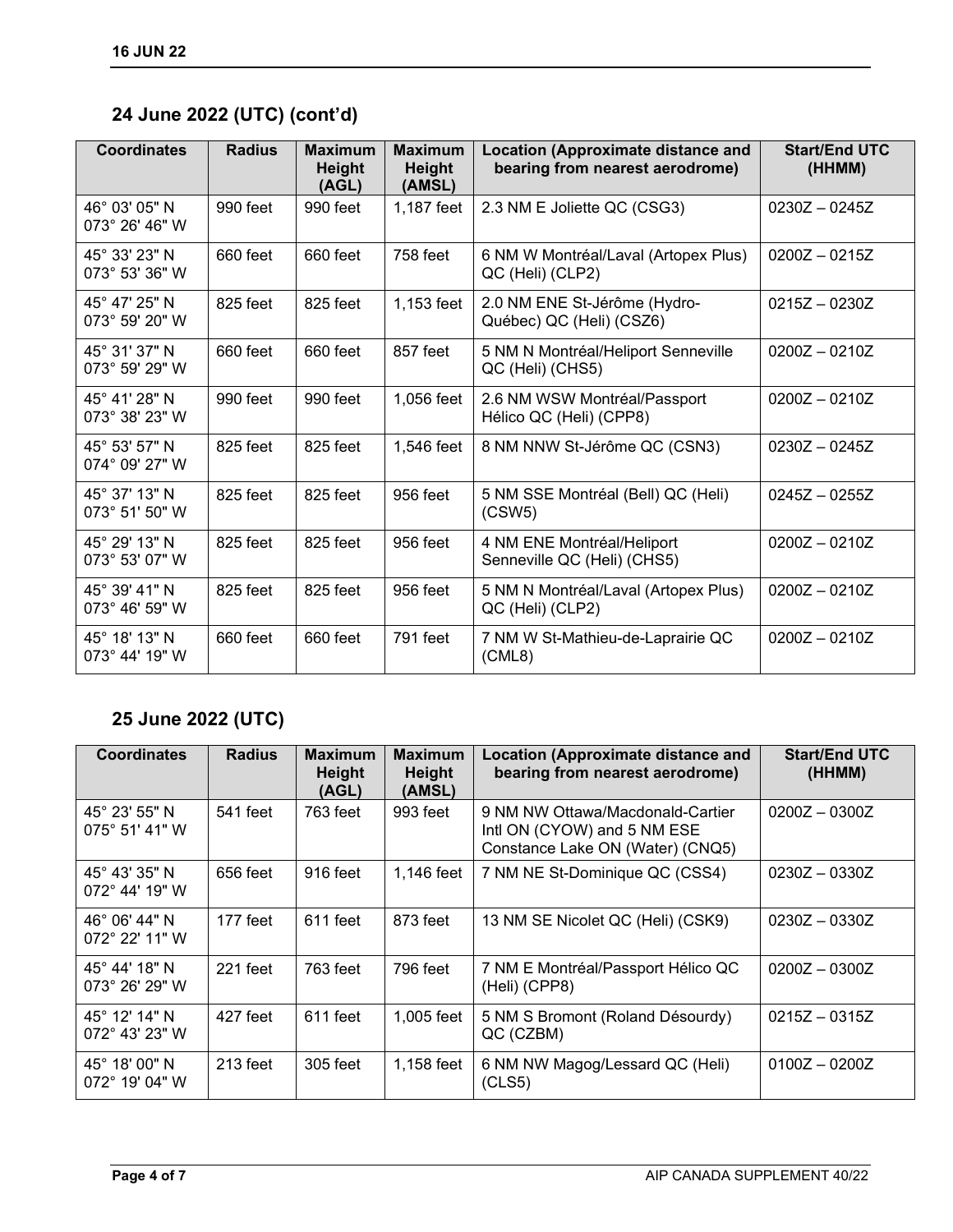## 24 June 2022 (UTC) (cont'd)

| Coordinates | Radius | Maximum Height (AGL) | Maximum Height (AMSL) | Location (Approximate distance and bearing from nearest aerodrome) | Start/End UTC (HHMM) |
|---|---|---|---|---|---|
| 46° 03' 05" N 073° 26' 46" W | 990 feet | 990 feet | 1,187 feet | 2.3 NM E Joliette QC (CSG3) | 0230Z – 0245Z |
| 45° 33' 23" N 073° 53' 36" W | 660 feet | 660 feet | 758 feet | 6 NM W Montréal/Laval (Artopex Plus) QC (Heli) (CLP2) | 0200Z – 0215Z |
| 45° 47' 25" N 073° 59' 20" W | 825 feet | 825 feet | 1,153 feet | 2.0 NM ENE St-Jérôme (Hydro-Québec) QC (Heli) (CSZ6) | 0215Z – 0230Z |
| 45° 31' 37" N 073° 59' 29" W | 660 feet | 660 feet | 857 feet | 5 NM N Montréal/Heliport Senneville QC (Heli) (CHS5) | 0200Z – 0210Z |
| 45° 41' 28" N 073° 38' 23" W | 990 feet | 990 feet | 1,056 feet | 2.6 NM WSW Montréal/Passport Hélico QC (Heli) (CPP8) | 0200Z – 0210Z |
| 45° 53' 57" N 074° 09' 27" W | 825 feet | 825 feet | 1,546 feet | 8 NM NNW St-Jérôme QC (CSN3) | 0230Z – 0245Z |
| 45° 37' 13" N 073° 51' 50" W | 825 feet | 825 feet | 956 feet | 5 NM SSE Montréal (Bell) QC (Heli) (CSW5) | 0245Z – 0255Z |
| 45° 29' 13" N 073° 53' 07" W | 825 feet | 825 feet | 956 feet | 4 NM ENE Montréal/Heliport Senneville QC (Heli) (CHS5) | 0200Z – 0210Z |
| 45° 39' 41" N 073° 46' 59" W | 825 feet | 825 feet | 956 feet | 5 NM N Montréal/Laval (Artopex Plus) QC (Heli) (CLP2) | 0200Z – 0210Z |
| 45° 18' 13" N 073° 44' 19" W | 660 feet | 660 feet | 791 feet | 7 NM W St-Mathieu-de-Laprairie QC (CML8) | 0200Z – 0210Z |

## 25 June 2022 (UTC)

| Coordinates | Radius | Maximum Height (AGL) | Maximum Height (AMSL) | Location (Approximate distance and bearing from nearest aerodrome) | Start/End UTC (HHMM) |
|---|---|---|---|---|---|
| 45° 23' 55" N 075° 51' 41" W | 541 feet | 763 feet | 993 feet | 9 NM NW Ottawa/Macdonald-Cartier Intl ON (CYOW) and 5 NM ESE Constance Lake ON (Water) (CNQ5) | 0200Z – 0300Z |
| 45° 43' 35" N 072° 44' 19" W | 656 feet | 916 feet | 1,146 feet | 7 NM NE St-Dominique QC (CSS4) | 0230Z – 0330Z |
| 46° 06' 44" N 072° 22' 11" W | 177 feet | 611 feet | 873 feet | 13 NM SE Nicolet QC (Heli) (CSK9) | 0230Z – 0330Z |
| 45° 44' 18" N 073° 26' 29" W | 221 feet | 763 feet | 796 feet | 7 NM E Montréal/Passport Hélico QC (Heli) (CPP8) | 0200Z – 0300Z |
| 45° 12' 14" N 072° 43' 23" W | 427 feet | 611 feet | 1,005 feet | 5 NM S Bromont (Roland Désourdy) QC (CZBM) | 0215Z – 0315Z |
| 45° 18' 00" N 072° 19' 04" W | 213 feet | 305 feet | 1,158 feet | 6 NM NW Magog/Lessard QC (Heli) (CLS5) | 0100Z – 0200Z |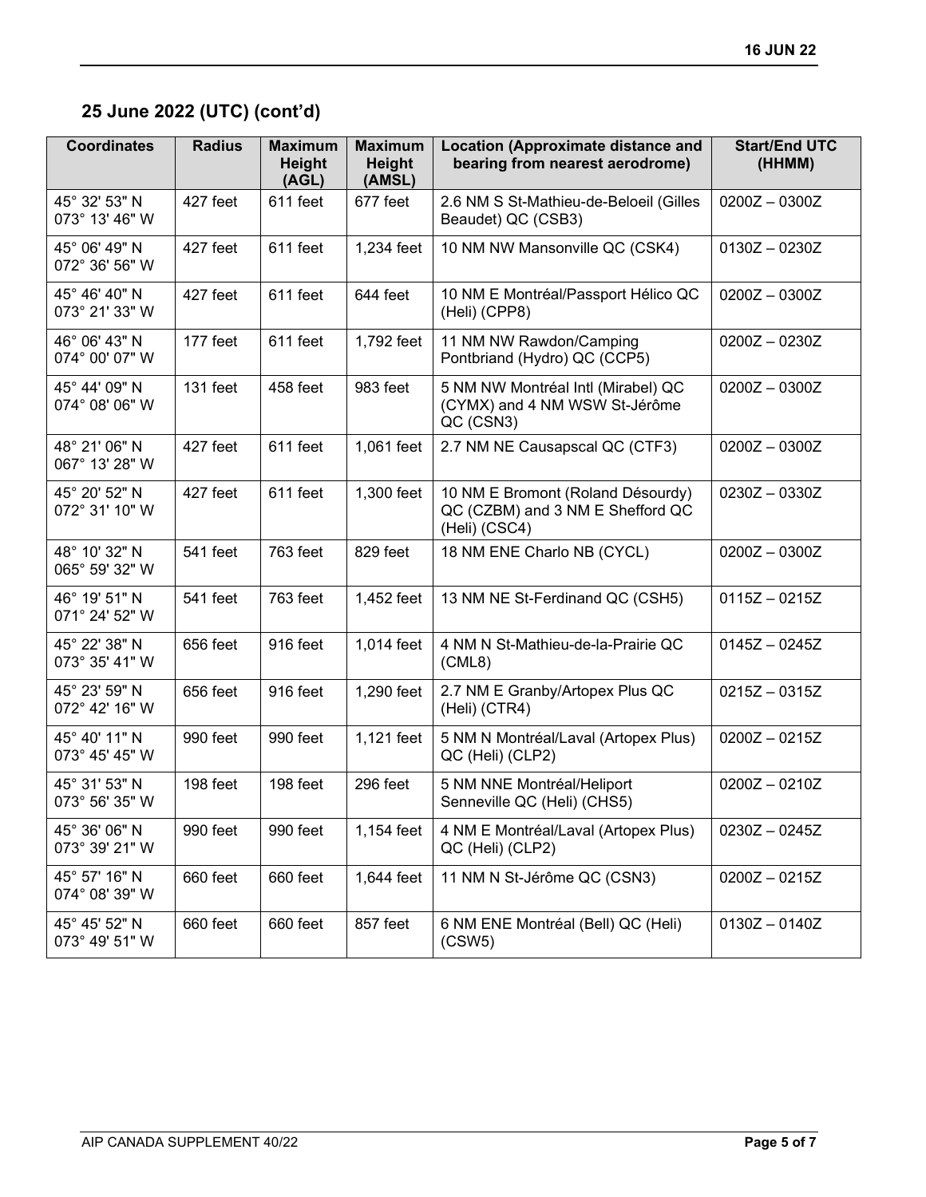## 25 June 2022 (UTC) (cont'd)

| Coordinates | Radius | Maximum Height (AGL) | Maximum Height (AMSL) | Location (Approximate distance and bearing from nearest aerodrome) | Start/End UTC (HHMM) |
|---|---|---|---|---|---|
| 45° 32' 53" N 073° 13' 46" W | 427 feet | 611 feet | 677 feet | 2.6 NM S St-Mathieu-de-Beloeil (Gilles Beaudet) QC (CSB3) | 0200Z – 0300Z |
| 45° 06' 49" N 072° 36' 56" W | 427 feet | 611 feet | 1,234 feet | 10 NM NW Mansonville QC (CSK4) | 0130Z – 0230Z |
| 45° 46' 40" N 073° 21' 33" W | 427 feet | 611 feet | 644 feet | 10 NM E Montréal/Passport Hélico QC (Heli) (CPP8) | 0200Z – 0300Z |
| 46° 06' 43" N 074° 00' 07" W | 177 feet | 611 feet | 1,792 feet | 11 NM NW Rawdon/Camping Pontbriand (Hydro) QC (CCP5) | 0200Z – 0230Z |
| 45° 44' 09" N 074° 08' 06" W | 131 feet | 458 feet | 983 feet | 5 NM NW Montréal Intl (Mirabel) QC (CYMX) and 4 NM WSW St-Jérôme QC (CSN3) | 0200Z – 0300Z |
| 48° 21' 06" N 067° 13' 28" W | 427 feet | 611 feet | 1,061 feet | 2.7 NM NE Causapscal QC (CTF3) | 0200Z – 0300Z |
| 45° 20' 52" N 072° 31' 10" W | 427 feet | 611 feet | 1,300 feet | 10 NM E Bromont (Roland Désourdy) QC (CZBM) and 3 NM E Shefford QC (Heli) (CSC4) | 0230Z – 0330Z |
| 48° 10' 32" N 065° 59' 32" W | 541 feet | 763 feet | 829 feet | 18 NM ENE Charlo NB (CYCL) | 0200Z – 0300Z |
| 46° 19' 51" N 071° 24' 52" W | 541 feet | 763 feet | 1,452 feet | 13 NM NE St-Ferdinand QC (CSH5) | 0115Z – 0215Z |
| 45° 22' 38" N 073° 35' 41" W | 656 feet | 916 feet | 1,014 feet | 4 NM N St-Mathieu-de-la-Prairie QC (CML8) | 0145Z – 0245Z |
| 45° 23' 59" N 072° 42' 16" W | 656 feet | 916 feet | 1,290 feet | 2.7 NM E Granby/Artopex Plus QC (Heli) (CTR4) | 0215Z – 0315Z |
| 45° 40' 11" N 073° 45' 45" W | 990 feet | 990 feet | 1,121 feet | 5 NM N Montréal/Laval (Artopex Plus) QC (Heli) (CLP2) | 0200Z – 0215Z |
| 45° 31' 53" N 073° 56' 35" W | 198 feet | 198 feet | 296 feet | 5 NM NNE Montréal/Heliport Senneville QC (Heli) (CHS5) | 0200Z – 0210Z |
| 45° 36' 06" N 073° 39' 21" W | 990 feet | 990 feet | 1,154 feet | 4 NM E Montréal/Laval (Artopex Plus) QC (Heli) (CLP2) | 0230Z – 0245Z |
| 45° 57' 16" N 074° 08' 39" W | 660 feet | 660 feet | 1,644 feet | 11 NM N St-Jérôme QC (CSN3) | 0200Z – 0215Z |
| 45° 45' 52" N 073° 49' 51" W | 660 feet | 660 feet | 857 feet | 6 NM ENE Montréal (Bell) QC (Heli) (CSW5) | 0130Z – 0140Z |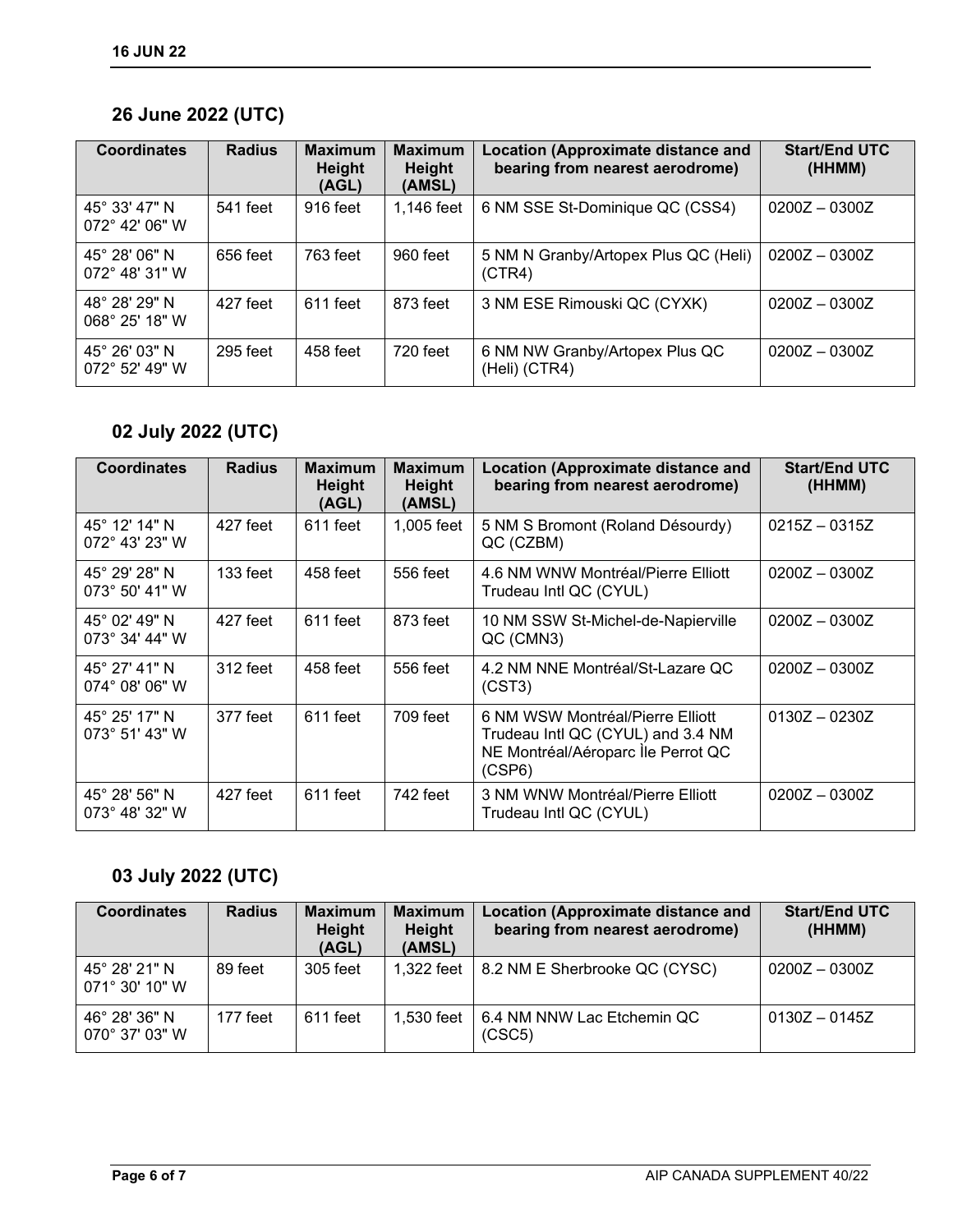## 26 June 2022 (UTC)

| Coordinates | Radius | Maximum Height (AGL) | Maximum Height (AMSL) | Location (Approximate distance and bearing from nearest aerodrome) | Start/End UTC (HHMM) |
|---|---|---|---|---|---|
| 45° 33' 47" N 072° 42' 06" W | 541 feet | 916 feet | 1,146 feet | 6 NM SSE St-Dominique QC (CSS4) | 0200Z – 0300Z |
| 45° 28' 06" N 072° 48' 31" W | 656 feet | 763 feet | 960 feet | 5 NM N Granby/Artopex Plus QC (Heli) (CTR4) | 0200Z – 0300Z |
| 48° 28' 29" N 068° 25' 18" W | 427 feet | 611 feet | 873 feet | 3 NM ESE Rimouski QC (CYXK) | 0200Z – 0300Z |
| 45° 26' 03" N 072° 52' 49" W | 295 feet | 458 feet | 720 feet | 6 NM NW Granby/Artopex Plus QC (Heli) (CTR4) | 0200Z – 0300Z |

## 02 July 2022 (UTC)

| Coordinates | Radius | Maximum Height (AGL) | Maximum Height (AMSL) | Location (Approximate distance and bearing from nearest aerodrome) | Start/End UTC (HHMM) |
|---|---|---|---|---|---|
| 45° 12' 14" N 072° 43' 23" W | 427 feet | 611 feet | 1,005 feet | 5 NM S Bromont (Roland Désourdy) QC (CZBM) | 0215Z – 0315Z |
| 45° 29' 28" N 073° 50' 41" W | 133 feet | 458 feet | 556 feet | 4.6 NM WNW Montréal/Pierre Elliott Trudeau Intl QC (CYUL) | 0200Z – 0300Z |
| 45° 02' 49" N 073° 34' 44" W | 427 feet | 611 feet | 873 feet | 10 NM SSW St-Michel-de-Napierville QC (CMN3) | 0200Z – 0300Z |
| 45° 27' 41" N 074° 08' 06" W | 312 feet | 458 feet | 556 feet | 4.2 NM NNE Montréal/St-Lazare QC (CST3) | 0200Z – 0300Z |
| 45° 25' 17" N 073° 51' 43" W | 377 feet | 611 feet | 709 feet | 6 NM WSW Montréal/Pierre Elliott Trudeau Intl QC (CYUL) and 3.4 NM NE Montréal/Aéroparc Ìle Perrot QC (CSP6) | 0130Z – 0230Z |
| 45° 28' 56" N 073° 48' 32" W | 427 feet | 611 feet | 742 feet | 3 NM WNW Montréal/Pierre Elliott Trudeau Intl QC (CYUL) | 0200Z – 0300Z |

## 03 July 2022 (UTC)

| Coordinates | Radius | Maximum Height (AGL) | Maximum Height (AMSL) | Location (Approximate distance and bearing from nearest aerodrome) | Start/End UTC (HHMM) |
|---|---|---|---|---|---|
| 45° 28' 21" N 071° 30' 10" W | 89 feet | 305 feet | 1,322 feet | 8.2 NM E Sherbrooke QC (CYSC) | 0200Z – 0300Z |
| 46° 28' 36" N 070° 37' 03" W | 177 feet | 611 feet | 1,530 feet | 6.4 NM NNW Lac Etchemin QC (CSC5) | 0130Z – 0145Z |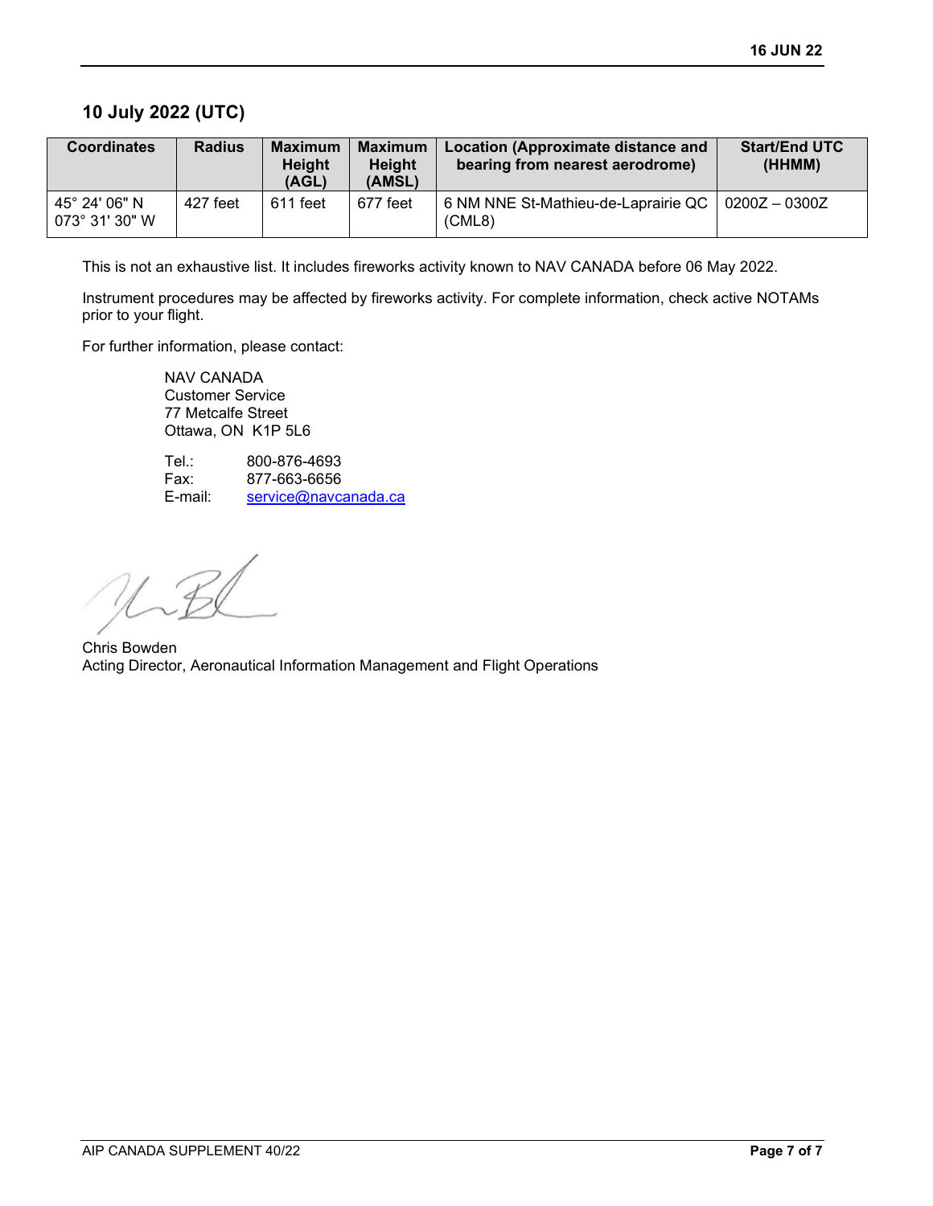## 10 July 2022 (UTC)

| Coordinates | Radius | Maximum Height (AGL) | Maximum Height (AMSL) | Location (Approximate distance and bearing from nearest aerodrome) | Start/End UTC (HHMM) |
|---|---|---|---|---|---|
| 45° 24' 06" N 073° 31' 30" W | 427 feet | 611 feet | 677 feet | 6 NM NNE St-Mathieu-de-Laprairie QC (CML8) | 0200Z – 0300Z |

This is not an exhaustive list. It includes fireworks activity known to NAV CANADA before 06 May 2022.

Instrument procedures may be affected by fireworks activity. For complete information, check active NOTAMs prior to your flight.

For further information, please contact:

NAV CANADA
Customer Service
77 Metcalfe Street
Ottawa, ON K1P 5L6

Tel.: 800-876-4693
Fax: 877-663-6656
E-mail: service@navcanada.ca

Chris Bowden
Acting Director, Aeronautical Information Management and Flight Operations